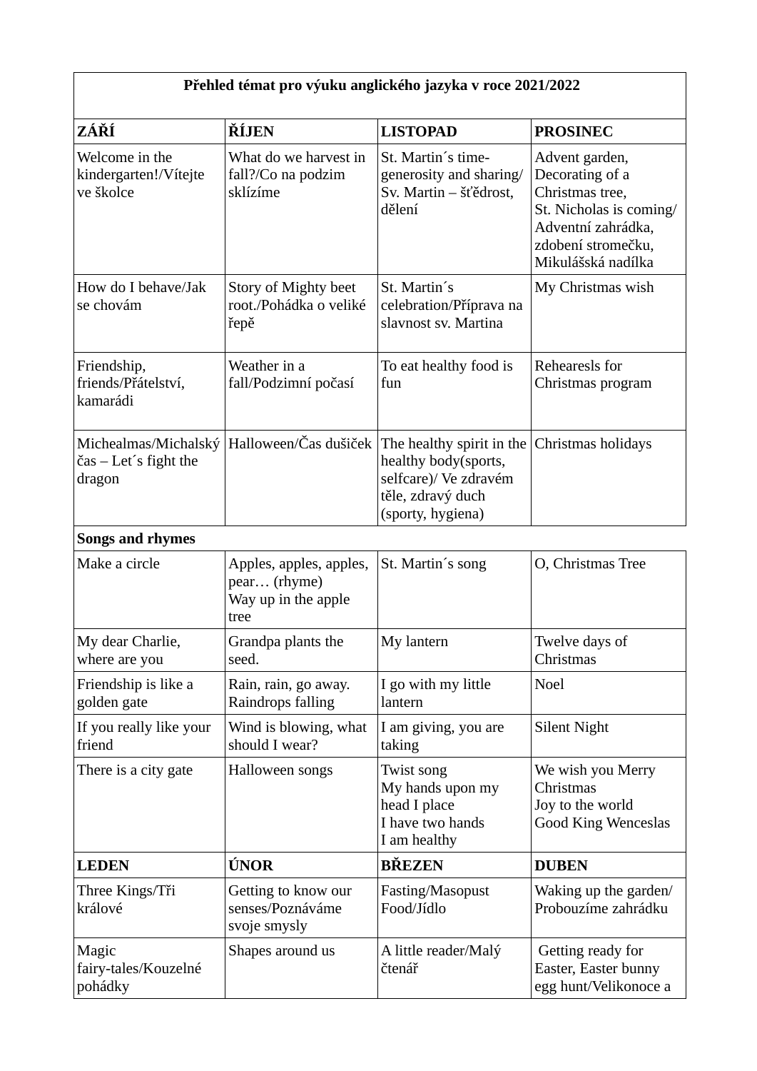| Přehled témat pro výuku anglického jazyka v roce 2021/2022 | | | |
|---|---|---|---|
| **ZÁŘÍ** | **ŘÍJEN** | **LISTOPAD** | **PROSINEC** |
| Welcome in the kindergarten!/Vítejte ve školce | What do we harvest in fall?/Co na podzim sklízíme | St. Martin´s time-generosity and sharing/ Sv. Martin – šťědrost, dělení | Advent garden, Decorating of a Christmas tree, St. Nicholas is coming/ Adventní zahrádka, zdobení stromečku, Mikulášská nadílka |
| How do I behave/Jak se chovám | Story of Mighty beet root./Pohádka o veliké řepě | St. Martin´s celebration/Příprava na slavnost sv. Martina | My Christmas wish |
| Friendship, friends/Přátelství, kamarádi | Weather in a fall/Podzimní počasí | To eat healthy food is fun | Rehearesls for Christmas program |
| Michealmas/Michalský čas – Let´s fight the dragon | Halloween/Čas dušiček | The healthy spirit in the healthy body(sports, selfcare)/ Ve zdravém těle, zdravý duch (sporty, hygiena) | Christmas holidays |
| **Songs and rhymes** | | | |
| Make a circle | Apples, apples, apples, pear… (rhyme) Way up in the apple tree | St. Martin´s song | O, Christmas Tree |
| My dear Charlie, where are you | Grandpa plants the seed. | My lantern | Twelve days of Christmas |
| Friendship is like a golden gate | Rain, rain, go away. Raindrops falling | I go with my little lantern | Noel |
| If you really like your friend | Wind is blowing, what should I wear? | I am giving, you are taking | Silent Night |
| There is a city gate | Halloween songs | Twist song<br>My hands upon my head I place<br>I have two hands<br>I am healthy | We wish you Merry Christmas<br>Joy to the world<br>Good King Wenceslas |
| **LEDEN** | **ÚNOR** | **BŘEZEN** | **DUBEN** |
| Three Kings/Tři králové | Getting to know our senses/Poznáváme svoje smysly | Fasting/Masopust<br>Food/Jídlo | Waking up the garden/ Probouzíme zahrádku |
| Magic fairy-tales/Kouzelné pohádky | Shapes around us | A little reader/Malý čtenář | Getting ready for Easter, Easter bunny egg hunt/Velikonoce a |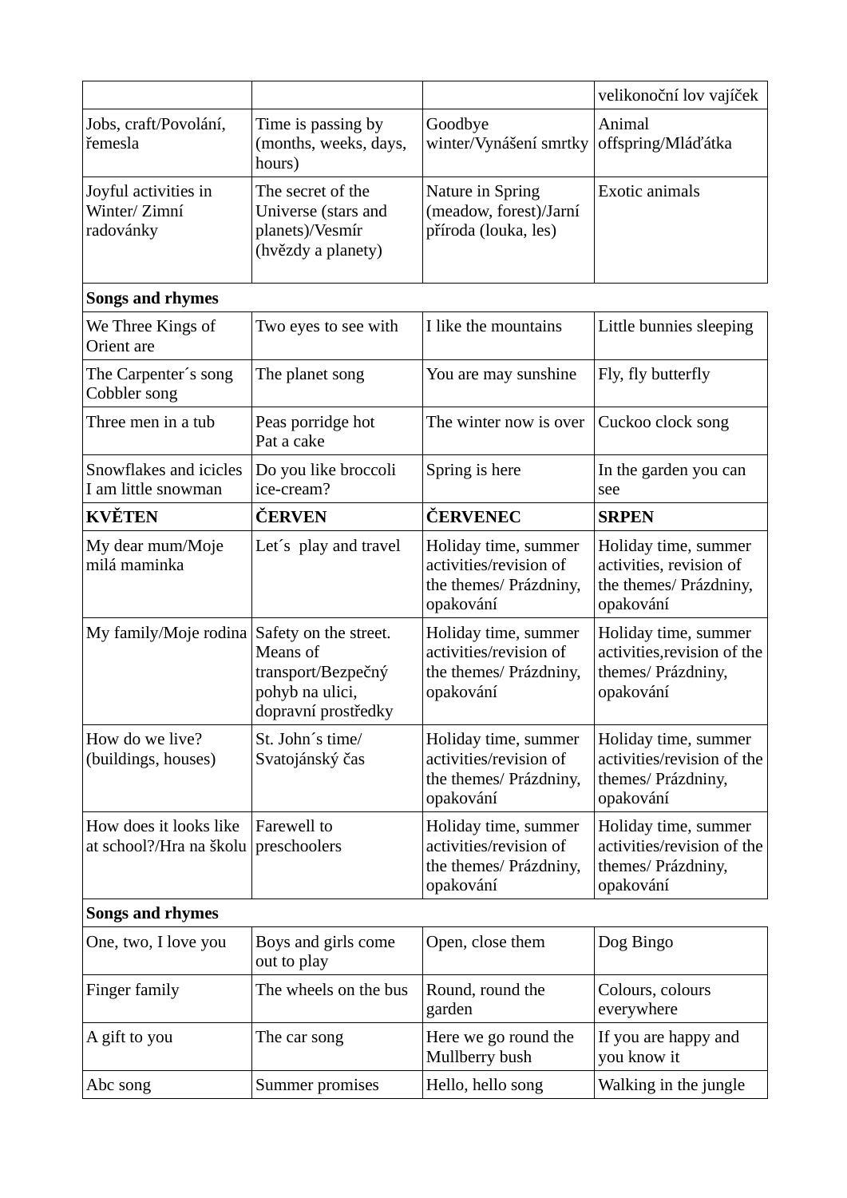| | | | |
|---|---|---|---|
| | | | velikonoční lov vajíček |
| Jobs, craft/Povolání, řemesla | Time is passing by (months, weeks, days, hours) | Goodbye winter/Vynášení smrtky | Animal offspring/Mláďátka |
| Joyful activities in Winter/ Zimní radovánky | The secret of the Universe (stars and planets)/Vesmír (hvězdy a planety) | Nature in Spring (meadow, forest)/Jarní příroda (louka, les) | Exotic animals |
| **Songs and rhymes** | | | |
| We Three Kings of Orient are | Two eyes to see with | I like the mountains | Little bunnies sleeping |
| The Carpenter´s song Cobbler song | The planet song | You are may sunshine | Fly, fly butterfly |
| Three men in a tub | Peas porridge hot Pat a cake | The winter now is over | Cuckoo clock song |
| Snowflakes and icicles I am little snowman | Do you like broccoli ice-cream? | Spring is here | In the garden you can see |
| **KVĚTEN** | **ČERVEN** | **ČERVENEC** | **SRPEN** |
| My dear mum/Moje milá maminka | Let´s play and travel | Holiday time, summer activities/revision of the themes/ Prázdniny, opakování | Holiday time, summer activities, revision of the themes/ Prázdniny, opakování |
| My family/Moje rodina | Safety on the street. Means of transport/Bezpečný pohyb na ulici, dopravní prostředky | Holiday time, summer activities/revision of the themes/ Prázdniny, opakování | Holiday time, summer activities,revision of the themes/ Prázdniny, opakování |
| How do we live? (buildings, houses) | St. John´s time/ Svatojánský čas | Holiday time, summer activities/revision of the themes/ Prázdniny, opakování | Holiday time, summer activities/revision of the themes/ Prázdniny, opakování |
| How does it looks like at school?/Hra na školu | Farewell to preschoolers | Holiday time, summer activities/revision of the themes/ Prázdniny, opakování | Holiday time, summer activities/revision of the themes/ Prázdniny, opakování |
| **Songs and rhymes** | | | |
| One, two, I love you | Boys and girls come out to play | Open, close them | Dog Bingo |
| Finger family | The wheels on the bus | Round, round the garden | Colours, colours everywhere |
| A gift to you | The car song | Here we go round the Mullberry bush | If you are happy and you know it |
| Abc song | Summer promises | Hello, hello song | Walking in the jungle |